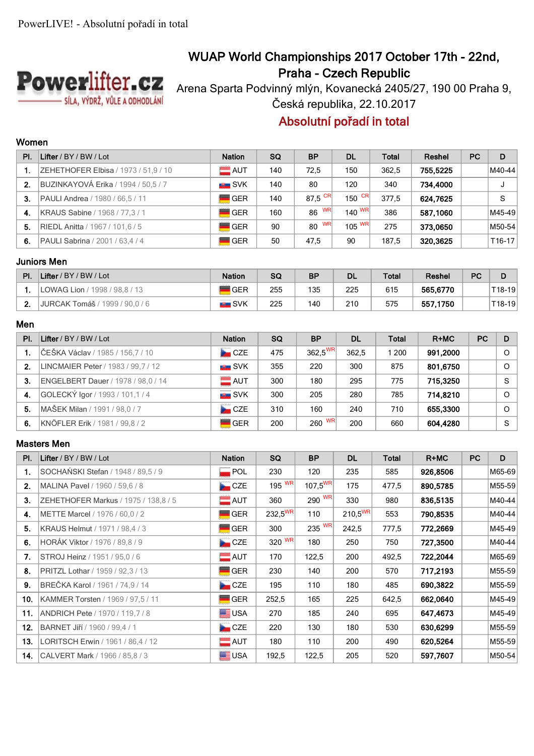PowerLIVE! - Absolutní pořadí in total

Powerlifter.cz
SÍLA, VÝDRŽ, VŮLE A ODHODLÁNÍ

# WUAP World Championships 2017 October 17th - 22nd, Praha - Czech Republic

Arena Sparta Podvinný mlýn, Kovanecká 2405/27, 190 00 Praha 9, Česká republika, 22.10.2017

## Absolutní pořadí in total

### Women

| Pl. | Lifter / BY / BW / Lot | Nation | SQ | BP | DL | Total | Reshel | PC | D |
|---|---|---|---|---|---|---|---|---|---|
| 1. | ZEHETHOFER Elbisa / 1973 / 51,9 / 10 | AUT | 140 | 72,5 | 150 | 362,5 | **755,5225** | | M40-44 |
| 2. | BUZINKAYOVÁ Erika / 1994 / 50,5 / 7 | SVK | 140 | 80 | 120 | 340 | **734,4000** | | J |
| 3. | PAULI Andrea / 1980 / 66,5 / 11 | GER | 140 | 87,5 CR | 150 CR | 377,5 | **624,7625** | | S |
| 4. | KRAUS Sabine / 1968 / 77,3 / 1 | GER | 160 | 86 WR | 140 WR | 386 | **587,1060** | | M45-49 |
| 5. | RIEDL Anitta / 1967 / 101,6 / 5 | GER | 90 | 80 WR | 105 WR | 275 | **373,0650** | | M50-54 |
| 6. | PAULI Sabrina / 2001 / 63,4 / 4 | GER | 50 | 47,5 | 90 | 187,5 | **320,3625** | | T16-17 |

### Juniors Men

| Pl. | Lifter / BY / BW / Lot | Nation | SQ | BP | DL | Total | Reshel | PC | D |
|---|---|---|---|---|---|---|---|---|---|
| 1. | LOWAG Lion / 1998 / 98,8 / 13 | GER | 255 | 135 | 225 | 615 | **565,6770** | | T18-19 |
| 2. | JURCAK Tomáš / 1999 / 90,0 / 6 | SVK | 225 | 140 | 210 | 575 | **557,1750** | | T18-19 |

### Men

| Pl. | Lifter / BY / BW / Lot | Nation | SQ | BP | DL | Total | R+MC | PC | D |
|---|---|---|---|---|---|---|---|---|---|
| 1. | ČEŠKA Václav / 1985 / 156,7 / 10 | CZE | 475 | 362,5 WR | 362,5 | 1 200 | **991,2000** | | O |
| 2. | LINCMAIER Peter / 1983 / 99,7 / 12 | SVK | 355 | 220 | 300 | 875 | **801,6750** | | O |
| 3. | ENGELBERT Dauer / 1978 / 98,0 / 14 | AUT | 300 | 180 | 295 | 775 | **715,3250** | | S |
| 4. | GOLECKÝ Igor / 1993 / 101,1 / 4 | SVK | 300 | 205 | 280 | 785 | **714,8210** | | O |
| 5. | MAŠEK Milan / 1991 / 98,0 / 7 | CZE | 310 | 160 | 240 | 710 | **655,3300** | | O |
| 6. | KNÖFLER Erik / 1981 / 99,8 / 2 | GER | 200 | 260 WR | 200 | 660 | **604,4280** | | S |

### Masters Men

| Pl. | Lifter / BY / BW / Lot | Nation | SQ | BP | DL | Total | R+MC | PC | D |
|---|---|---|---|---|---|---|---|---|---|
| 1. | SOCHAŃSKI Stefan / 1948 / 89,5 / 9 | POL | 230 | 120 | 235 | 585 | **926,8506** | | M65-69 |
| 2. | MALINA Pavel / 1960 / 59,6 / 8 | CZE | 195 WR | 107,5 WR | 175 | 477,5 | **890,5785** | | M55-59 |
| 3. | ZEHETHOFER Markus / 1975 / 138,8 / 5 | AUT | 360 | 290 WR | 330 | 980 | **836,5135** | | M40-44 |
| 4. | METTE Marcel / 1976 / 60,0 / 2 | GER | 232,5 WR | 110 | 210,5 WR | 553 | **790,8535** | | M40-44 |
| 5. | KRAUS Helmut / 1971 / 98,4 / 3 | GER | 300 | 235 WR | 242,5 | 777,5 | **772,2269** | | M45-49 |
| 6. | HORÁK Viktor / 1976 / 89,8 / 9 | CZE | 320 WR | 180 | 250 | 750 | **727,3500** | | M40-44 |
| 7. | STROJ Heinz / 1951 / 95,0 / 6 | AUT | 170 | 122,5 | 200 | 492,5 | **722,2044** | | M65-69 |
| 8. | PRITZL Lothar / 1959 / 92,3 / 13 | GER | 230 | 140 | 200 | 570 | **717,2193** | | M55-59 |
| 9. | BREČKA Karol / 1961 / 74,9 / 14 | CZE | 195 | 110 | 180 | 485 | **690,3822** | | M55-59 |
| 10. | KAMMER Torsten / 1969 / 97,5 / 11 | GER | 252,5 | 165 | 225 | 642,5 | **662,0640** | | M45-49 |
| 11. | ANDRICH Pete / 1970 / 119,7 / 8 | USA | 270 | 185 | 240 | 695 | **647,4673** | | M45-49 |
| 12. | BARNET Jiří / 1960 / 99,4 / 1 | CZE | 220 | 130 | 180 | 530 | **630,6299** | | M55-59 |
| 13. | LORITSCH Erwin / 1961 / 86,4 / 12 | AUT | 180 | 110 | 200 | 490 | **620,5264** | | M55-59 |
| 14. | CALVERT Mark / 1966 / 85,8 / 3 | USA | 192,5 | 122,5 | 205 | 520 | **597,7607** | | M50-54 |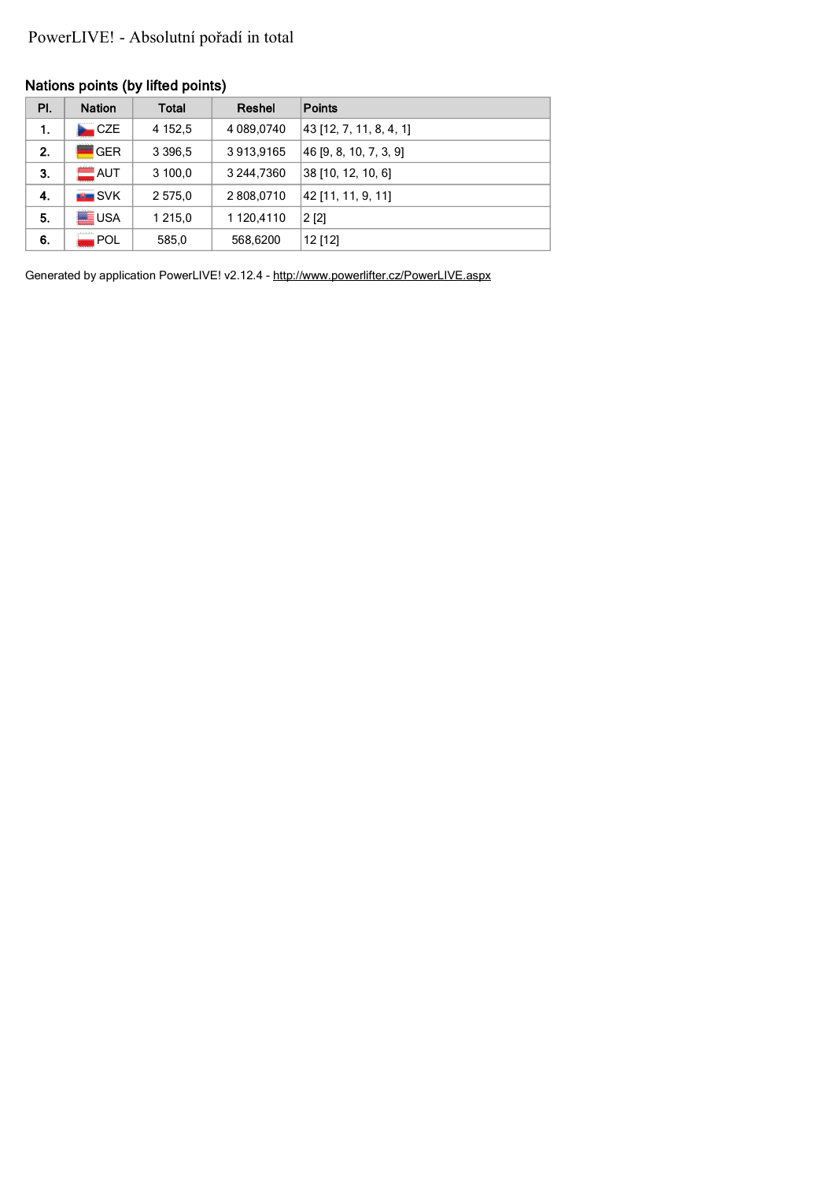PowerLIVE! - Absolutní pořadí in total

## Nations points (by lifted points)

| Pl. | Nation | Total | Reshel | Points |
|---|---|---|---|---|
| 1. | CZE | 4 152,5 | 4 089,0740 | 43 [12, 7, 11, 8, 4, 1] |
| 2. | GER | 3 396,5 | 3 913,9165 | 46 [9, 8, 10, 7, 3, 9] |
| 3. | AUT | 3 100,0 | 3 244,7360 | 38 [10, 12, 10, 6] |
| 4. | SVK | 2 575,0 | 2 808,0710 | 42 [11, 11, 9, 11] |
| 5. | USA | 1 215,0 | 1 120,4110 | 2 [2] |
| 6. | POL | 585,0 | 568,6200 | 12 [12] |

Generated by application PowerLIVE! v2.12.4 - http://www.powerlifter.cz/PowerLIVE.aspx